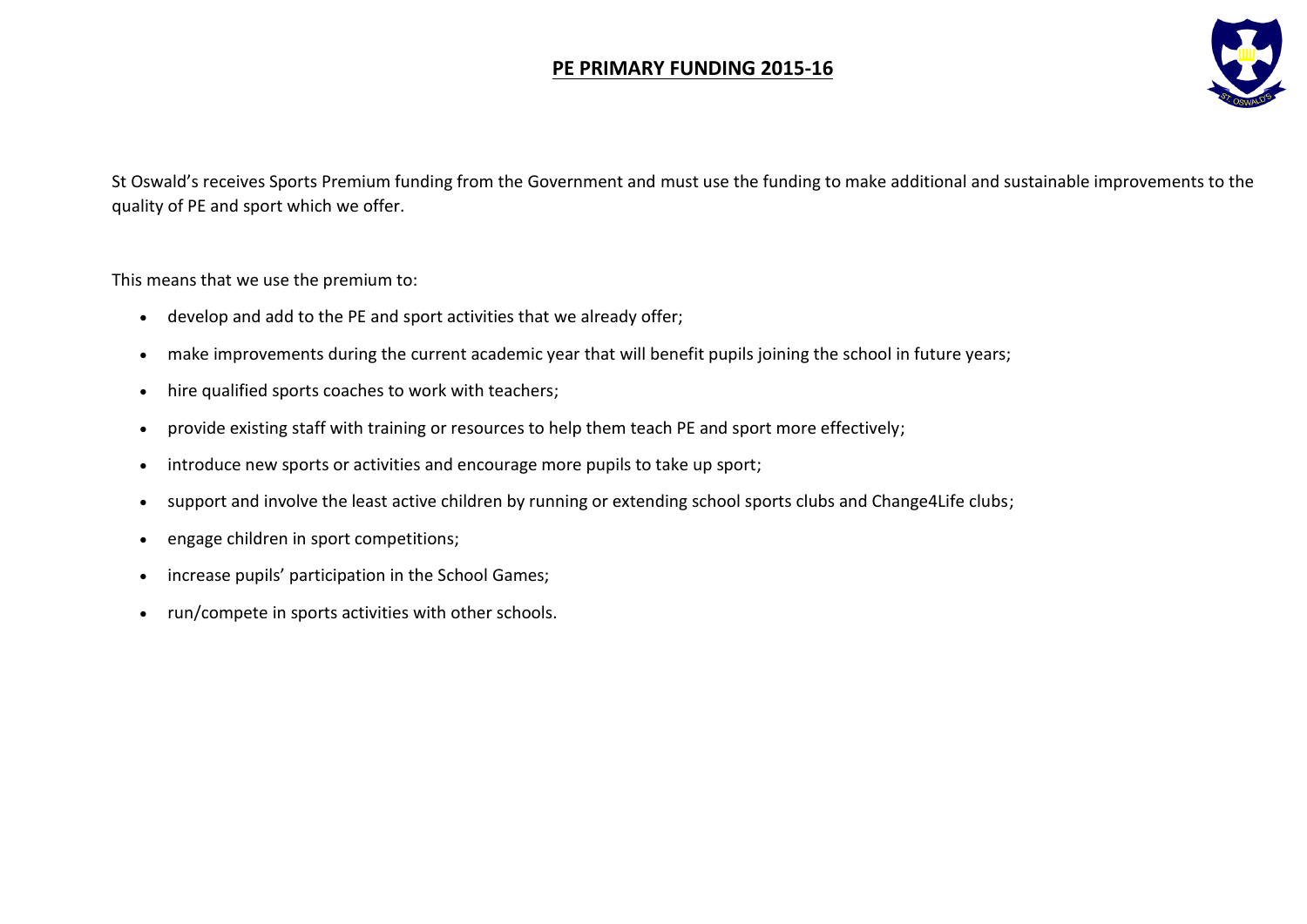# **PE PRIMARY FUNDING 2015-16**

St Oswald's receives Sports Premium funding from the Government and must use the funding to make additional and sustainable improvements to the quality of PE and sport which we offer.

This means that we use the premium to:

- develop and add to the PE and sport activities that we already offer;
- make improvements during the current academic year that will benefit pupils joining the school in future years;
- hire qualified sports coaches to work with teachers;
- provide existing staff with training or resources to help them teach PE and sport more effectively;
- introduce new sports or activities and encourage more pupils to take up sport;
- support and involve the least active children by running or extending school sports clubs and Change4Life clubs;
- engage children in sport competitions;
- increase pupils' participation in the School Games;
- run/compete in sports activities with other schools.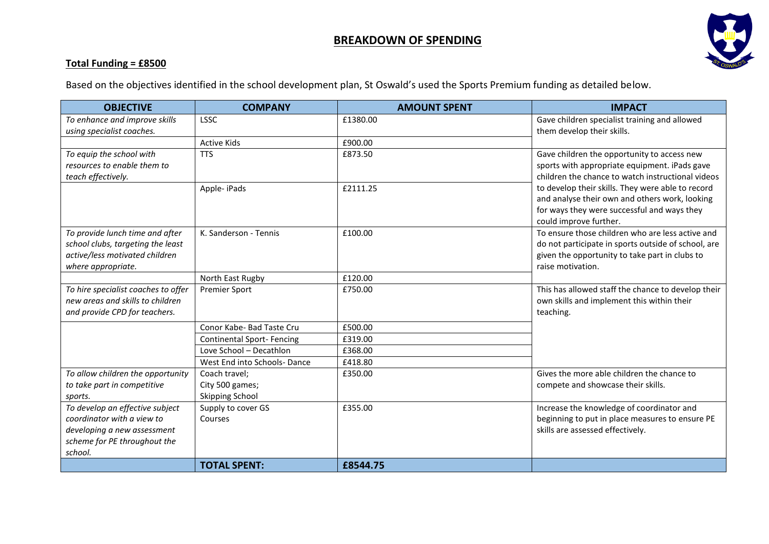# BREAKDOWN OF SPENDING

**Total Funding = £8500**

Based on the objectives identified in the school development plan, St Oswald's used the Sports Premium funding as detailed below.

| OBJECTIVE | COMPANY | AMOUNT SPENT | IMPACT |
|---|---|---|---|
| *To enhance and improve skills using specialist coaches.* | LSSC | £1380.00 | Gave children specialist training and allowed them develop their skills. |
| | Active Kids | £900.00 | |
| *To equip the school with resources to enable them to teach effectively.* | TTS | £873.50 | Gave children the opportunity to access new sports with appropriate equipment. iPads gave children the chance to watch instructional videos to develop their skills. They were able to record and analyse their own and others work, looking for ways they were successful and ways they could improve further. |
| | Apple- iPads | £2111.25 | |
| *To provide lunch time and after school clubs, targeting the least active/less motivated children where appropriate.* | K. Sanderson - Tennis | £100.00 | To ensure those children who are less active and do not participate in sports outside of school, are given the opportunity to take part in clubs to raise motivation. |
| | North East Rugby | £120.00 | |
| *To hire specialist coaches to offer new areas and skills to children and provide CPD for teachers.* | Premier Sport | £750.00 | This has allowed staff the chance to develop their own skills and implement this within their teaching. |
| | Conor Kabe- Bad Taste Cru | £500.00 | |
| | Continental Sport- Fencing | £319.00 | |
| | Love School – Decathlon | £368.00 | |
| | West End into Schools- Dance | £418.80 | |
| *To allow children the opportunity to take part in competitive sports.* | Coach travel; City 500 games; Skipping School | £350.00 | Gives the more able children the chance to compete and showcase their skills. |
| *To develop an effective subject coordinator with a view to developing a new assessment scheme for PE throughout the school.* | Supply to cover GS Courses | £355.00 | Increase the knowledge of coordinator and beginning to put in place measures to ensure PE skills are assessed effectively. |
| | **TOTAL SPENT:** | **£8544.75** | |